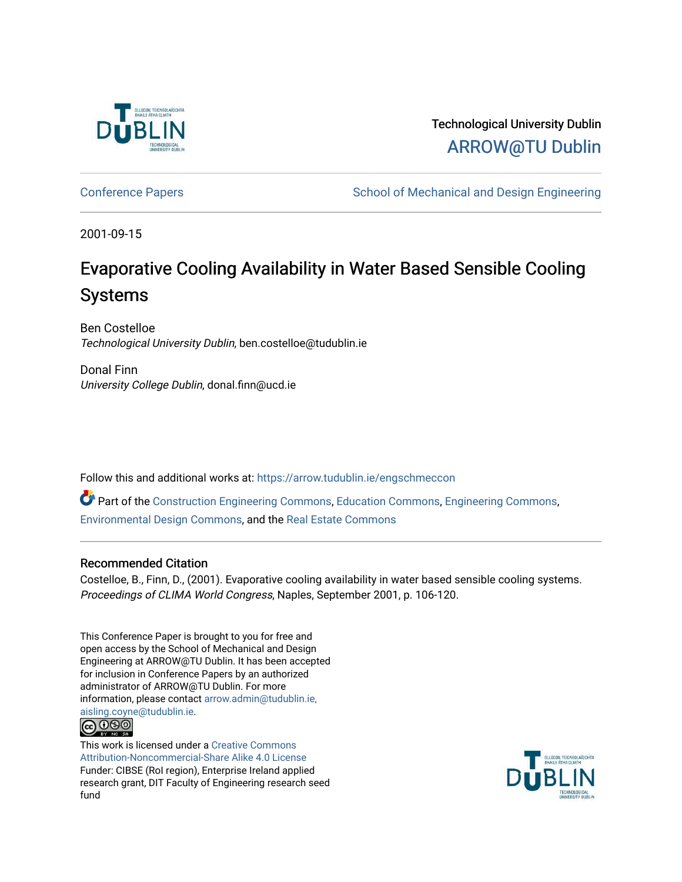Technological University Dublin

ARROW@TU Dublin

Conference Papers | School of Mechanical and Design Engineering

2001-09-15

# Evaporative Cooling Availability in Water Based Sensible Cooling Systems

Ben Costelloe
*Technological University Dublin*, ben.costelloe@tudublin.ie

Donal Finn
*University College Dublin*, donal.finn@ucd.ie

Follow this and additional works at: https://arrow.tudublin.ie/engschmeccon

Part of the Construction Engineering Commons, Education Commons, Engineering Commons, Environmental Design Commons, and the Real Estate Commons

## Recommended Citation

Costelloe, B., Finn, D., (2001). Evaporative cooling availability in water based sensible cooling systems. *Proceedings of CLIMA World Congress*, Naples, September 2001, p. 106-120.

This Conference Paper is brought to you for free and open access by the School of Mechanical and Design Engineering at ARROW@TU Dublin. It has been accepted for inclusion in Conference Papers by an authorized administrator of ARROW@TU Dublin. For more information, please contact arrow.admin@tudublin.ie, aisling.coyne@tudublin.ie.

This work is licensed under a Creative Commons Attribution-Noncommercial-Share Alike 4.0 License
Funder: CIBSE (RoI region), Enterprise Ireland applied research grant, DIT Faculty of Engineering research seed fund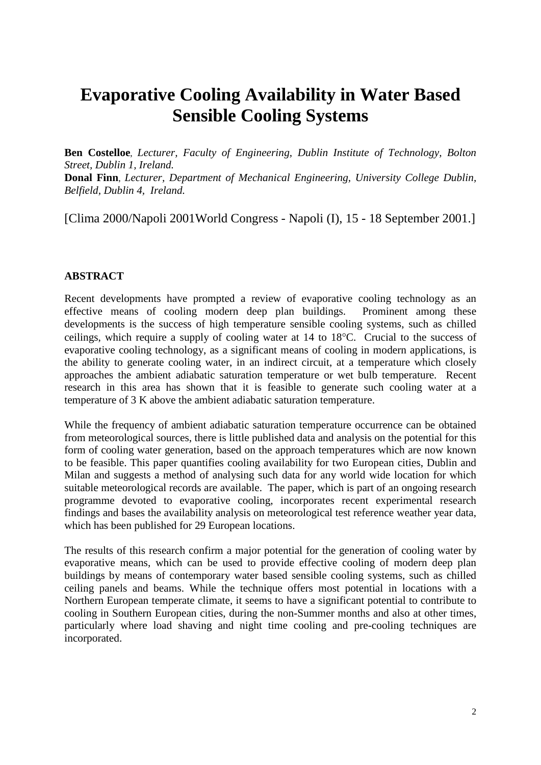# Evaporative Cooling Availability in Water Based Sensible Cooling Systems

**Ben Costelloe**, *Lecturer, Faculty of Engineering, Dublin Institute of Technology, Bolton Street, Dublin 1, Ireland.*
**Donal Finn**, *Lecturer, Department of Mechanical Engineering, University College Dublin, Belfield, Dublin 4, Ireland.*

[Clima 2000/Napoli 2001World Congress - Napoli (I), 15 - 18 September 2001.]

## ABSTRACT

Recent developments have prompted a review of evaporative cooling technology as an effective means of cooling modern deep plan buildings. Prominent among these developments is the success of high temperature sensible cooling systems, such as chilled ceilings, which require a supply of cooling water at 14 to 18°C. Crucial to the success of evaporative cooling technology, as a significant means of cooling in modern applications, is the ability to generate cooling water, in an indirect circuit, at a temperature which closely approaches the ambient adiabatic saturation temperature or wet bulb temperature. Recent research in this area has shown that it is feasible to generate such cooling water at a temperature of 3 K above the ambient adiabatic saturation temperature.

While the frequency of ambient adiabatic saturation temperature occurrence can be obtained from meteorological sources, there is little published data and analysis on the potential for this form of cooling water generation, based on the approach temperatures which are now known to be feasible. This paper quantifies cooling availability for two European cities, Dublin and Milan and suggests a method of analysing such data for any world wide location for which suitable meteorological records are available. The paper, which is part of an ongoing research programme devoted to evaporative cooling, incorporates recent experimental research findings and bases the availability analysis on meteorological test reference weather year data, which has been published for 29 European locations.

The results of this research confirm a major potential for the generation of cooling water by evaporative means, which can be used to provide effective cooling of modern deep plan buildings by means of contemporary water based sensible cooling systems, such as chilled ceiling panels and beams. While the technique offers most potential in locations with a Northern European temperate climate, it seems to have a significant potential to contribute to cooling in Southern European cities, during the non-Summer months and also at other times, particularly where load shaving and night time cooling and pre-cooling techniques are incorporated.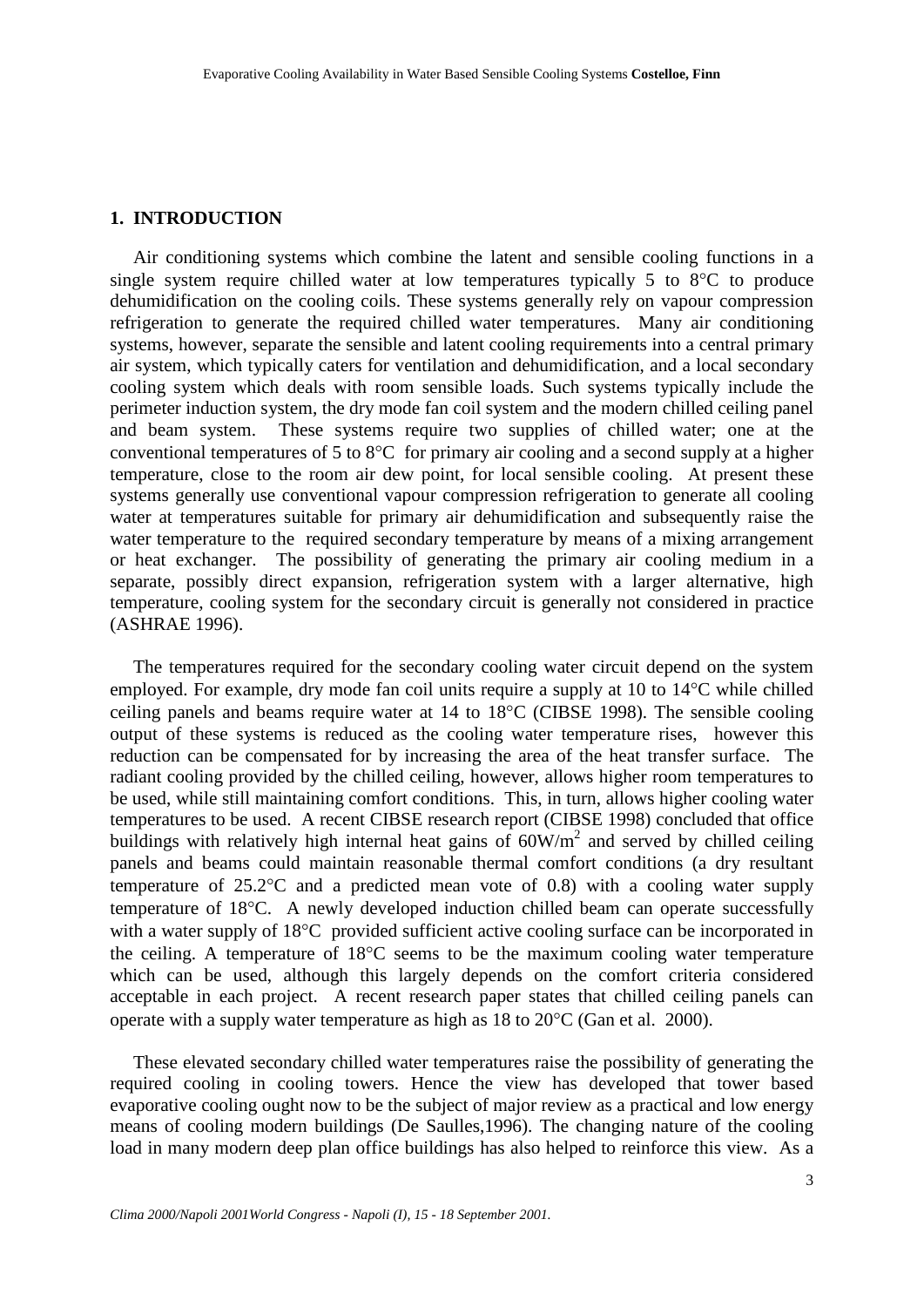## 1. INTRODUCTION

Air conditioning systems which combine the latent and sensible cooling functions in a single system require chilled water at low temperatures typically 5 to 8°C to produce dehumidification on the cooling coils. These systems generally rely on vapour compression refrigeration to generate the required chilled water temperatures. Many air conditioning systems, however, separate the sensible and latent cooling requirements into a central primary air system, which typically caters for ventilation and dehumidification, and a local secondary cooling system which deals with room sensible loads. Such systems typically include the perimeter induction system, the dry mode fan coil system and the modern chilled ceiling panel and beam system. These systems require two supplies of chilled water; one at the conventional temperatures of 5 to 8°C for primary air cooling and a second supply at a higher temperature, close to the room air dew point, for local sensible cooling. At present these systems generally use conventional vapour compression refrigeration to generate all cooling water at temperatures suitable for primary air dehumidification and subsequently raise the water temperature to the required secondary temperature by means of a mixing arrangement or heat exchanger. The possibility of generating the primary air cooling medium in a separate, possibly direct expansion, refrigeration system with a larger alternative, high temperature, cooling system for the secondary circuit is generally not considered in practice (ASHRAE 1996).

The temperatures required for the secondary cooling water circuit depend on the system employed. For example, dry mode fan coil units require a supply at 10 to 14°C while chilled ceiling panels and beams require water at 14 to 18°C (CIBSE 1998). The sensible cooling output of these systems is reduced as the cooling water temperature rises, however this reduction can be compensated for by increasing the area of the heat transfer surface. The radiant cooling provided by the chilled ceiling, however, allows higher room temperatures to be used, while still maintaining comfort conditions. This, in turn, allows higher cooling water temperatures to be used. A recent CIBSE research report (CIBSE 1998) concluded that office buildings with relatively high internal heat gains of $60W/m^2$ and served by chilled ceiling panels and beams could maintain reasonable thermal comfort conditions (a dry resultant temperature of 25.2°C and a predicted mean vote of 0.8) with a cooling water supply temperature of 18°C. A newly developed induction chilled beam can operate successfully with a water supply of 18°C provided sufficient active cooling surface can be incorporated in the ceiling. A temperature of 18°C seems to be the maximum cooling water temperature which can be used, although this largely depends on the comfort criteria considered acceptable in each project. A recent research paper states that chilled ceiling panels can operate with a supply water temperature as high as 18 to 20°C (Gan et al. 2000).

These elevated secondary chilled water temperatures raise the possibility of generating the required cooling in cooling towers. Hence the view has developed that tower based evaporative cooling ought now to be the subject of major review as a practical and low energy means of cooling modern buildings (De Saulles,1996). The changing nature of the cooling load in many modern deep plan office buildings has also helped to reinforce this view. As a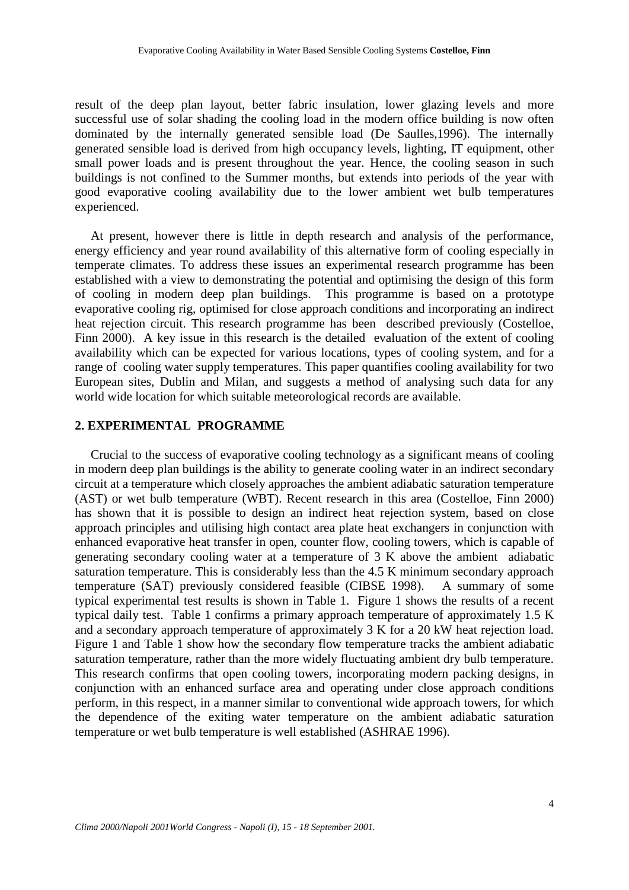result of the deep plan layout, better fabric insulation, lower glazing levels and more successful use of solar shading the cooling load in the modern office building is now often dominated by the internally generated sensible load (De Saulles,1996). The internally generated sensible load is derived from high occupancy levels, lighting, IT equipment, other small power loads and is present throughout the year. Hence, the cooling season in such buildings is not confined to the Summer months, but extends into periods of the year with good evaporative cooling availability due to the lower ambient wet bulb temperatures experienced.

At present, however there is little in depth research and analysis of the performance, energy efficiency and year round availability of this alternative form of cooling especially in temperate climates. To address these issues an experimental research programme has been established with a view to demonstrating the potential and optimising the design of this form of cooling in modern deep plan buildings. This programme is based on a prototype evaporative cooling rig, optimised for close approach conditions and incorporating an indirect heat rejection circuit. This research programme has been described previously (Costelloe, Finn 2000). A key issue in this research is the detailed evaluation of the extent of cooling availability which can be expected for various locations, types of cooling system, and for a range of cooling water supply temperatures. This paper quantifies cooling availability for two European sites, Dublin and Milan, and suggests a method of analysing such data for any world wide location for which suitable meteorological records are available.

## 2. EXPERIMENTAL PROGRAMME

Crucial to the success of evaporative cooling technology as a significant means of cooling in modern deep plan buildings is the ability to generate cooling water in an indirect secondary circuit at a temperature which closely approaches the ambient adiabatic saturation temperature (AST) or wet bulb temperature (WBT). Recent research in this area (Costelloe, Finn 2000) has shown that it is possible to design an indirect heat rejection system, based on close approach principles and utilising high contact area plate heat exchangers in conjunction with enhanced evaporative heat transfer in open, counter flow, cooling towers, which is capable of generating secondary cooling water at a temperature of 3 K above the ambient adiabatic saturation temperature. This is considerably less than the 4.5 K minimum secondary approach temperature (SAT) previously considered feasible (CIBSE 1998). A summary of some typical experimental test results is shown in Table 1. Figure 1 shows the results of a recent typical daily test. Table 1 confirms a primary approach temperature of approximately 1.5 K and a secondary approach temperature of approximately 3 K for a 20 kW heat rejection load. Figure 1 and Table 1 show how the secondary flow temperature tracks the ambient adiabatic saturation temperature, rather than the more widely fluctuating ambient dry bulb temperature. This research confirms that open cooling towers, incorporating modern packing designs, in conjunction with an enhanced surface area and operating under close approach conditions perform, in this respect, in a manner similar to conventional wide approach towers, for which the dependence of the exiting water temperature on the ambient adiabatic saturation temperature or wet bulb temperature is well established (ASHRAE 1996).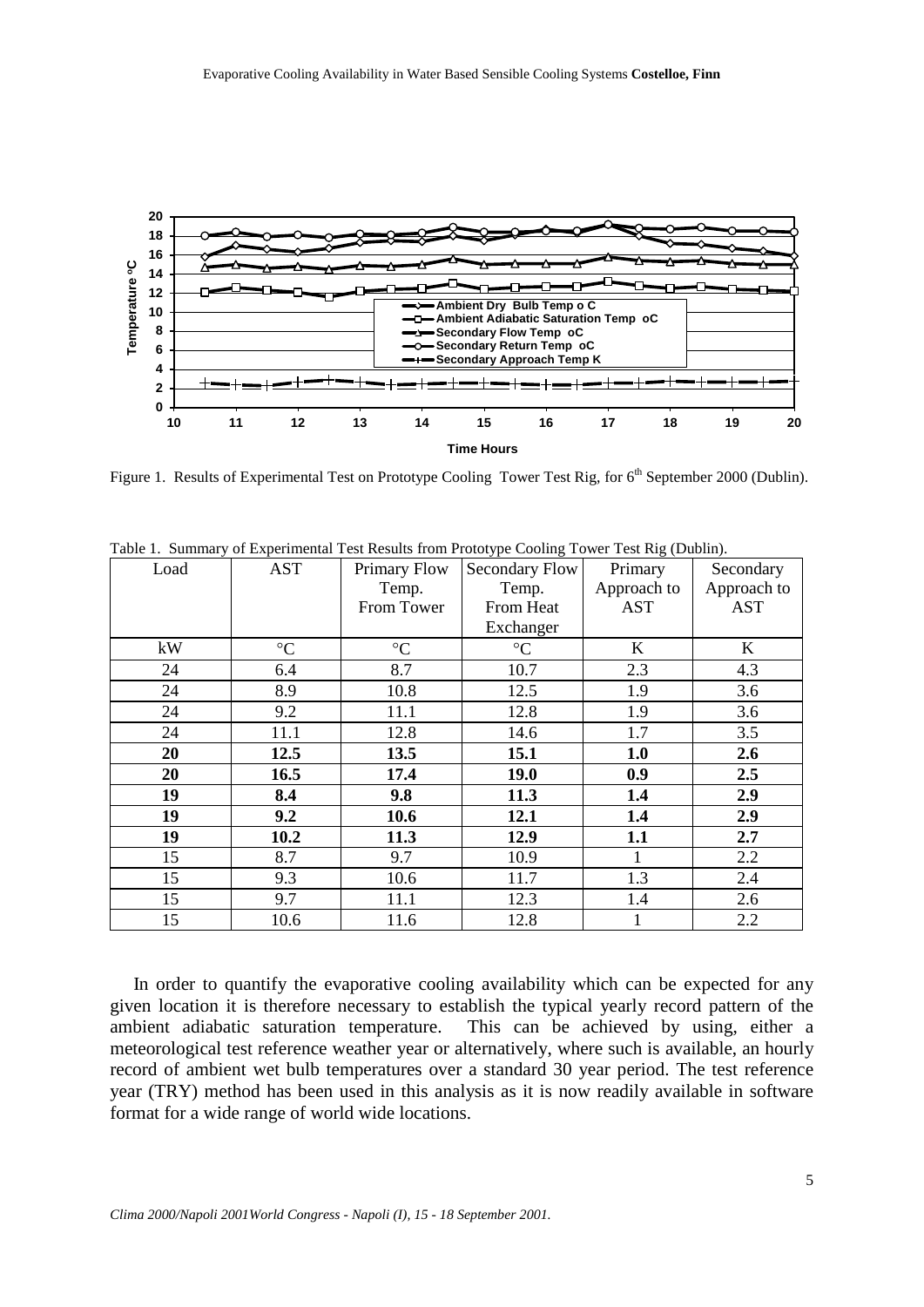Figure 1. Results of Experimental Test on Prototype Cooling Tower Test Rig, for 6th September 2000 (Dublin).

Table 1. Summary of Experimental Test Results from Prototype Cooling Tower Test Rig (Dublin).

| Load | AST | Primary Flow Temp. From Tower | Secondary Flow Temp. From Heat Exchanger | Primary Approach to AST | Secondary Approach to AST |
|---|---|---|---|---|---|
| kW | °C | °C | °C | K | K |
| 24 | 6.4 | 8.7 | 10.7 | 2.3 | 4.3 |
| 24 | 8.9 | 10.8 | 12.5 | 1.9 | 3.6 |
| 24 | 9.2 | 11.1 | 12.8 | 1.9 | 3.6 |
| 24 | 11.1 | 12.8 | 14.6 | 1.7 | 3.5 |
| **20** | **12.5** | **13.5** | **15.1** | **1.0** | **2.6** |
| **20** | **16.5** | **17.4** | **19.0** | **0.9** | **2.5** |
| **19** | **8.4** | **9.8** | **11.3** | **1.4** | **2.9** |
| **19** | **9.2** | **10.6** | **12.1** | **1.4** | **2.9** |
| **19** | **10.2** | **11.3** | **12.9** | **1.1** | **2.7** |
| 15 | 8.7 | 9.7 | 10.9 | 1 | 2.2 |
| 15 | 9.3 | 10.6 | 11.7 | 1.3 | 2.4 |
| 15 | 9.7 | 11.1 | 12.3 | 1.4 | 2.6 |
| 15 | 10.6 | 11.6 | 12.8 | 1 | 2.2 |

In order to quantify the evaporative cooling availability which can be expected for any given location it is therefore necessary to establish the typical yearly record pattern of the ambient adiabatic saturation temperature. This can be achieved by using, either a meteorological test reference weather year or alternatively, where such is available, an hourly record of ambient wet bulb temperatures over a standard 30 year period. The test reference year (TRY) method has been used in this analysis as it is now readily available in software format for a wide range of world wide locations.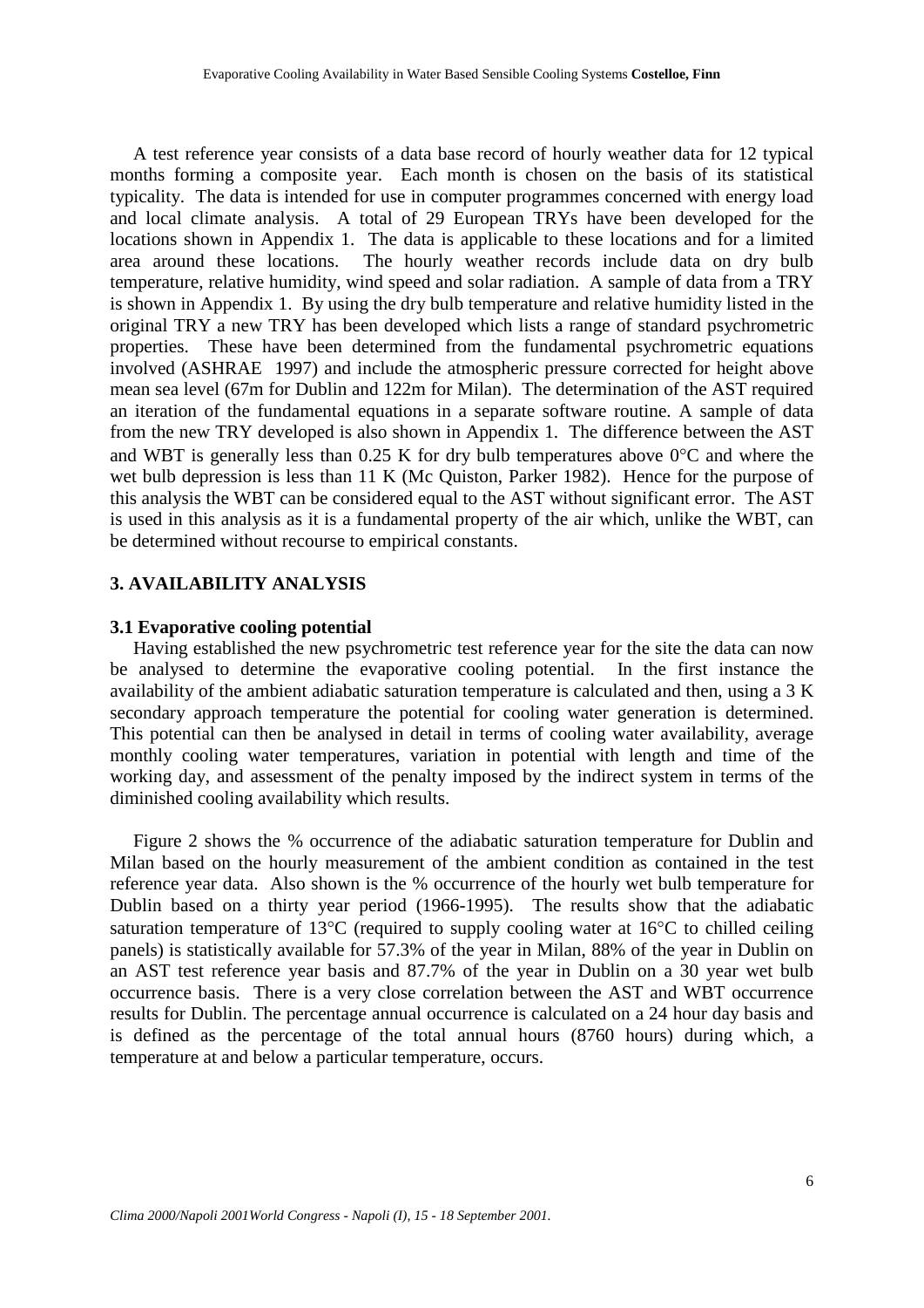A test reference year consists of a data base record of hourly weather data for 12 typical months forming a composite year. Each month is chosen on the basis of its statistical typicality. The data is intended for use in computer programmes concerned with energy load and local climate analysis. A total of 29 European TRYs have been developed for the locations shown in Appendix 1. The data is applicable to these locations and for a limited area around these locations. The hourly weather records include data on dry bulb temperature, relative humidity, wind speed and solar radiation. A sample of data from a TRY is shown in Appendix 1. By using the dry bulb temperature and relative humidity listed in the original TRY a new TRY has been developed which lists a range of standard psychrometric properties. These have been determined from the fundamental psychrometric equations involved (ASHRAE 1997) and include the atmospheric pressure corrected for height above mean sea level (67m for Dublin and 122m for Milan). The determination of the AST required an iteration of the fundamental equations in a separate software routine. A sample of data from the new TRY developed is also shown in Appendix 1. The difference between the AST and WBT is generally less than 0.25 K for dry bulb temperatures above 0°C and where the wet bulb depression is less than 11 K (Mc Quiston, Parker 1982). Hence for the purpose of this analysis the WBT can be considered equal to the AST without significant error. The AST is used in this analysis as it is a fundamental property of the air which, unlike the WBT, can be determined without recourse to empirical constants.

## 3. AVAILABILITY ANALYSIS

### 3.1 Evaporative cooling potential

Having established the new psychrometric test reference year for the site the data can now be analysed to determine the evaporative cooling potential. In the first instance the availability of the ambient adiabatic saturation temperature is calculated and then, using a 3 K secondary approach temperature the potential for cooling water generation is determined. This potential can then be analysed in detail in terms of cooling water availability, average monthly cooling water temperatures, variation in potential with length and time of the working day, and assessment of the penalty imposed by the indirect system in terms of the diminished cooling availability which results.

Figure 2 shows the % occurrence of the adiabatic saturation temperature for Dublin and Milan based on the hourly measurement of the ambient condition as contained in the test reference year data. Also shown is the % occurrence of the hourly wet bulb temperature for Dublin based on a thirty year period (1966-1995). The results show that the adiabatic saturation temperature of 13°C (required to supply cooling water at 16°C to chilled ceiling panels) is statistically available for 57.3% of the year in Milan, 88% of the year in Dublin on an AST test reference year basis and 87.7% of the year in Dublin on a 30 year wet bulb occurrence basis. There is a very close correlation between the AST and WBT occurrence results for Dublin. The percentage annual occurrence is calculated on a 24 hour day basis and is defined as the percentage of the total annual hours (8760 hours) during which, a temperature at and below a particular temperature, occurs.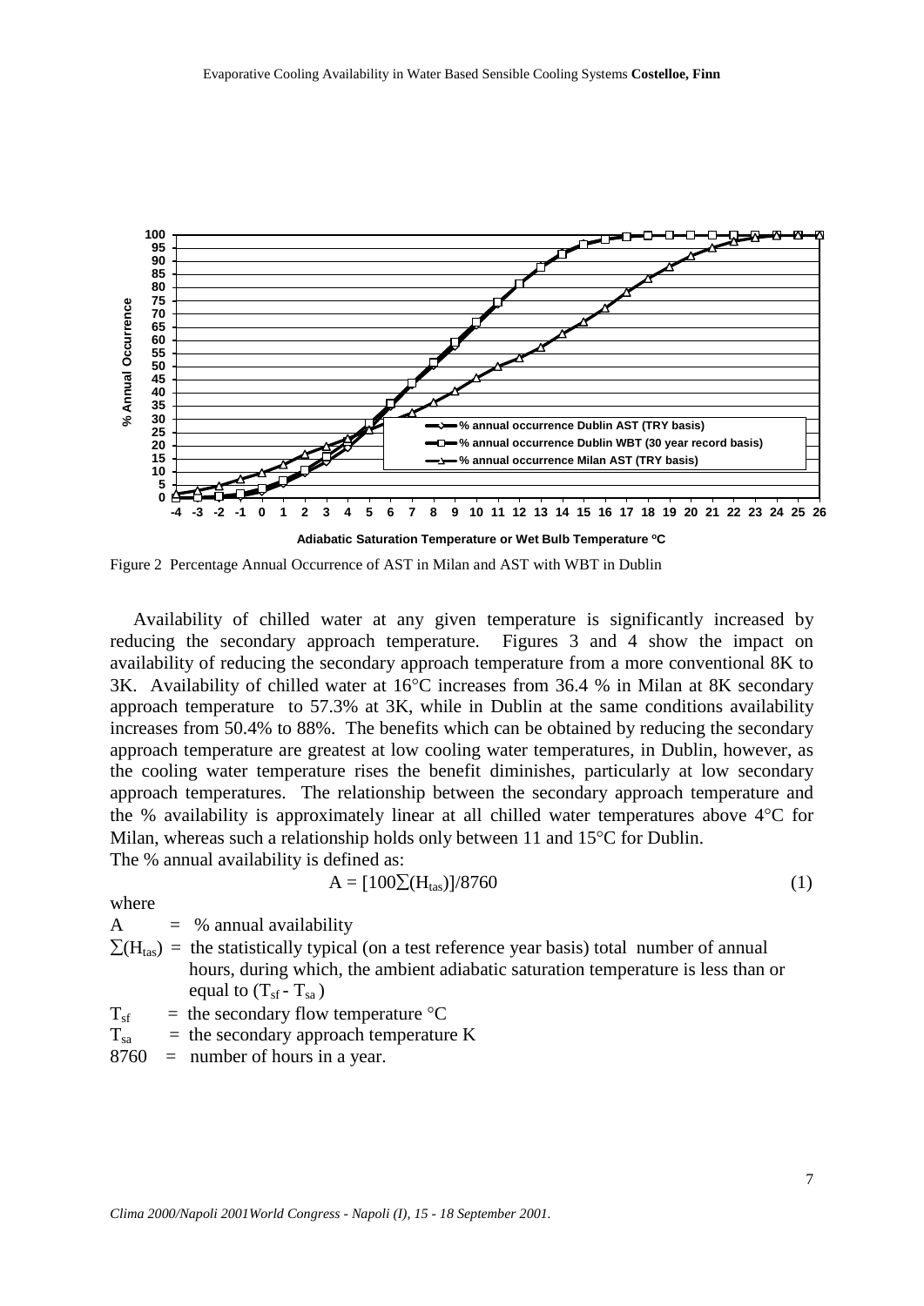Figure 2  Percentage Annual Occurrence of AST in Milan and AST with WBT in Dublin

Availability of chilled water at any given temperature is significantly increased by reducing the secondary approach temperature. Figures 3 and 4 show the impact on availability of reducing the secondary approach temperature from a more conventional 8K to 3K. Availability of chilled water at 16°C increases from 36.4 % in Milan at 8K secondary approach temperature to 57.3% at 3K, while in Dublin at the same conditions availability increases from 50.4% to 88%. The benefits which can be obtained by reducing the secondary approach temperature are greatest at low cooling water temperatures, in Dublin, however, as the cooling water temperature rises the benefit diminishes, particularly at low secondary approach temperatures. The relationship between the secondary approach temperature and the % availability is approximately linear at all chilled water temperatures above 4°C for Milan, whereas such a relationship holds only between 11 and 15°C for Dublin.

The % annual availability is defined as:

$$A = [100\sum(H_{tas})]/8760 \qquad (1)$$

where

$A$ = % annual availability

$\sum(H_{tas})$ = the statistically typical (on a test reference year basis) total number of annual hours, during which, the ambient adiabatic saturation temperature is less than or equal to $(T_{sf} - T_{sa})$

$T_{sf}$ = the secondary flow temperature °C

$T_{sa}$ = the secondary approach temperature K

8760 = number of hours in a year.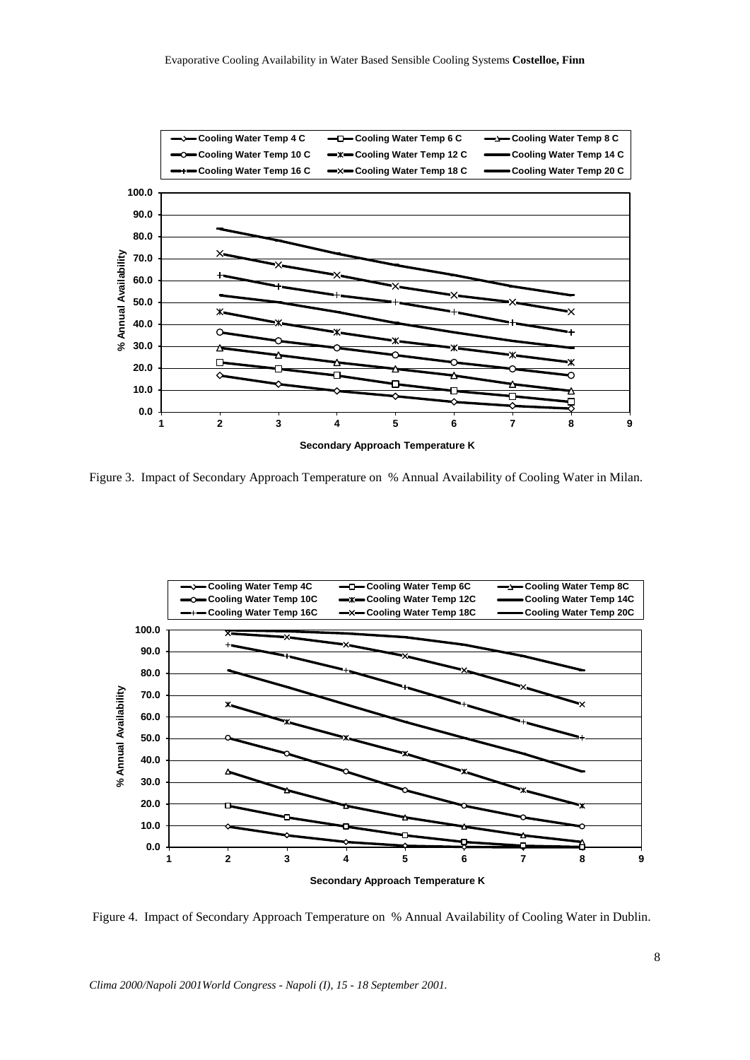Figure 3. Impact of Secondary Approach Temperature on % Annual Availability of Cooling Water in Milan.

Figure 4. Impact of Secondary Approach Temperature on % Annual Availability of Cooling Water in Dublin.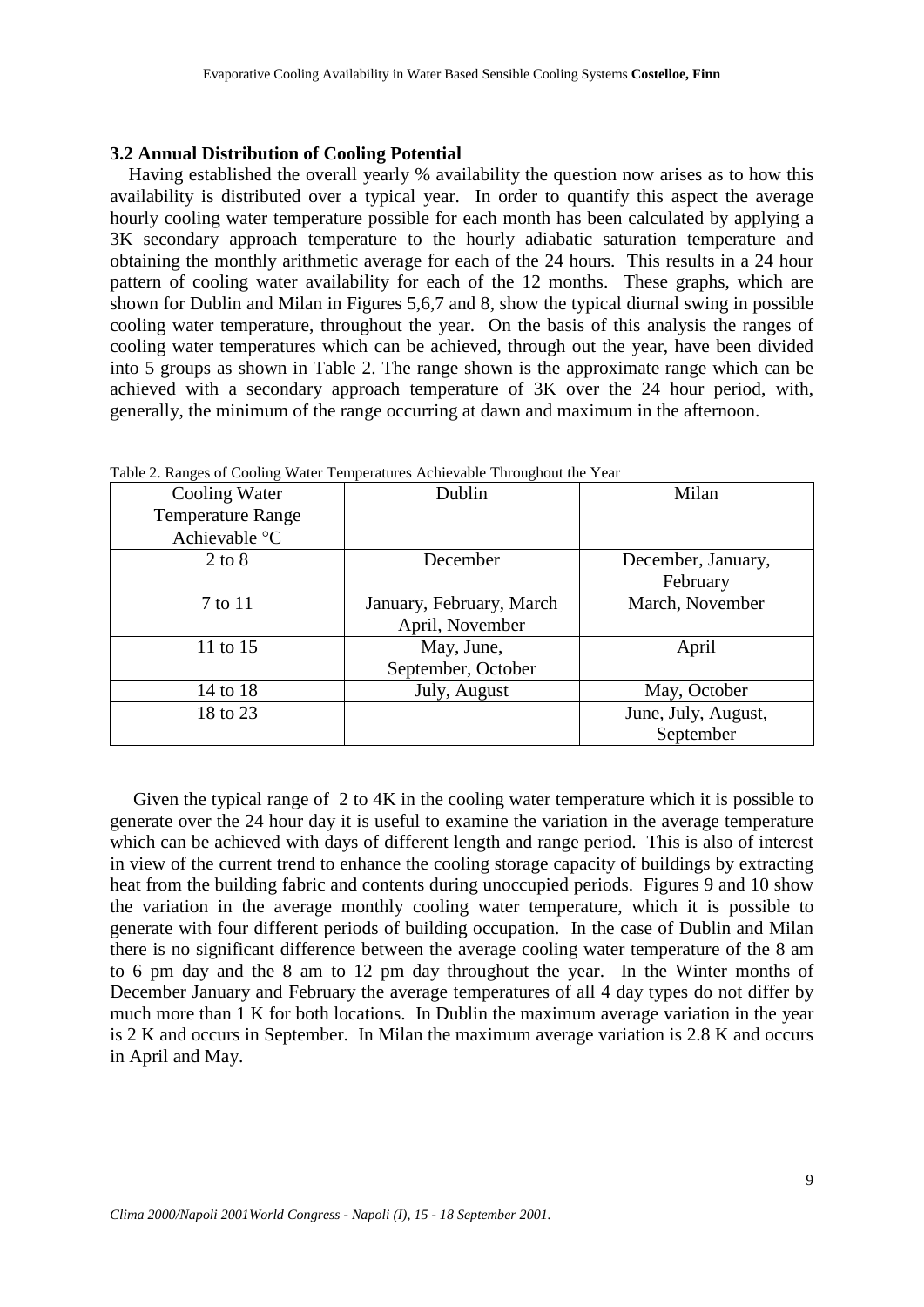### 3.2 Annual Distribution of Cooling Potential

Having established the overall yearly % availability the question now arises as to how this availability is distributed over a typical year. In order to quantify this aspect the average hourly cooling water temperature possible for each month has been calculated by applying a 3K secondary approach temperature to the hourly adiabatic saturation temperature and obtaining the monthly arithmetic average for each of the 24 hours. This results in a 24 hour pattern of cooling water availability for each of the 12 months. These graphs, which are shown for Dublin and Milan in Figures 5,6,7 and 8, show the typical diurnal swing in possible cooling water temperature, throughout the year. On the basis of this analysis the ranges of cooling water temperatures which can be achieved, through out the year, have been divided into 5 groups as shown in Table 2. The range shown is the approximate range which can be achieved with a secondary approach temperature of 3K over the 24 hour period, with, generally, the minimum of the range occurring at dawn and maximum in the afternoon.

Table 2. Ranges of Cooling Water Temperatures Achievable Throughout the Year

| Cooling Water Temperature Range Achievable °C | Dublin | Milan |
|---|---|---|
| 2 to 8 | December | December, January, February |
| 7 to 11 | January, February, March April, November | March, November |
| 11 to 15 | May, June, September, October | April |
| 14 to 18 | July, August | May, October |
| 18 to 23 | | June, July, August, September |

Given the typical range of 2 to 4K in the cooling water temperature which it is possible to generate over the 24 hour day it is useful to examine the variation in the average temperature which can be achieved with days of different length and range period. This is also of interest in view of the current trend to enhance the cooling storage capacity of buildings by extracting heat from the building fabric and contents during unoccupied periods. Figures 9 and 10 show the variation in the average monthly cooling water temperature, which it is possible to generate with four different periods of building occupation. In the case of Dublin and Milan there is no significant difference between the average cooling water temperature of the 8 am to 6 pm day and the 8 am to 12 pm day throughout the year. In the Winter months of December January and February the average temperatures of all 4 day types do not differ by much more than 1 K for both locations. In Dublin the maximum average variation in the year is 2 K and occurs in September. In Milan the maximum average variation is 2.8 K and occurs in April and May.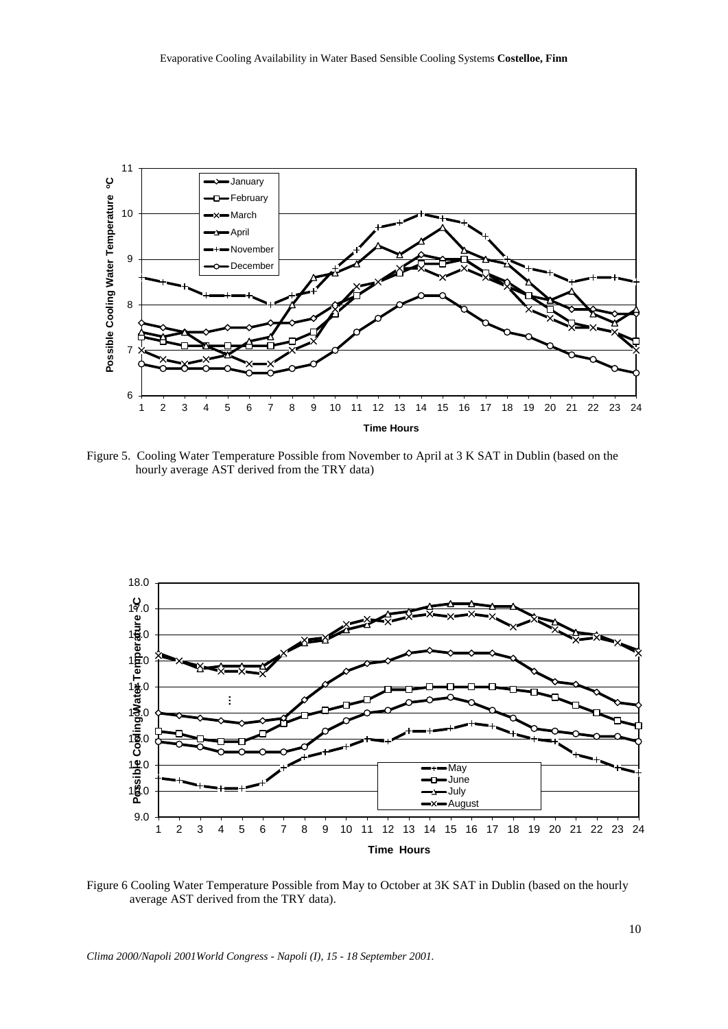Figure 5. Cooling Water Temperature Possible from November to April at 3 K SAT in Dublin (based on the hourly average AST derived from the TRY data)

Figure 6 Cooling Water Temperature Possible from May to October at 3K SAT in Dublin (based on the hourly average AST derived from the TRY data).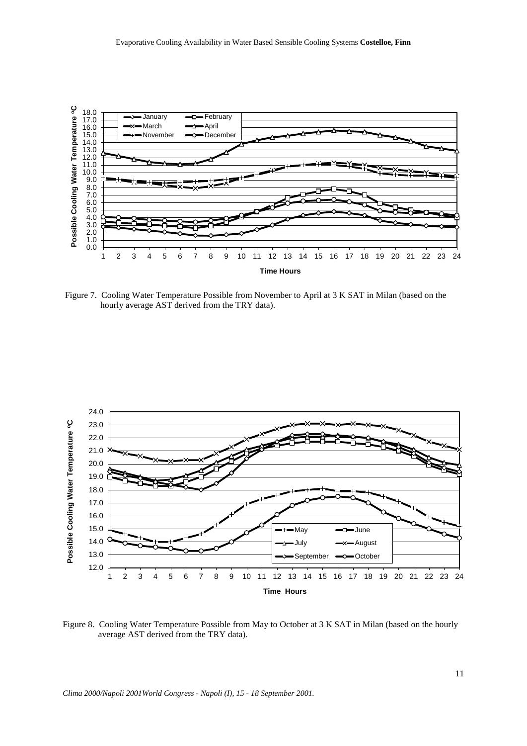Figure 7. Cooling Water Temperature Possible from November to April at 3 K SAT in Milan (based on the hourly average AST derived from the TRY data).

Figure 8. Cooling Water Temperature Possible from May to October at 3 K SAT in Milan (based on the hourly average AST derived from the TRY data).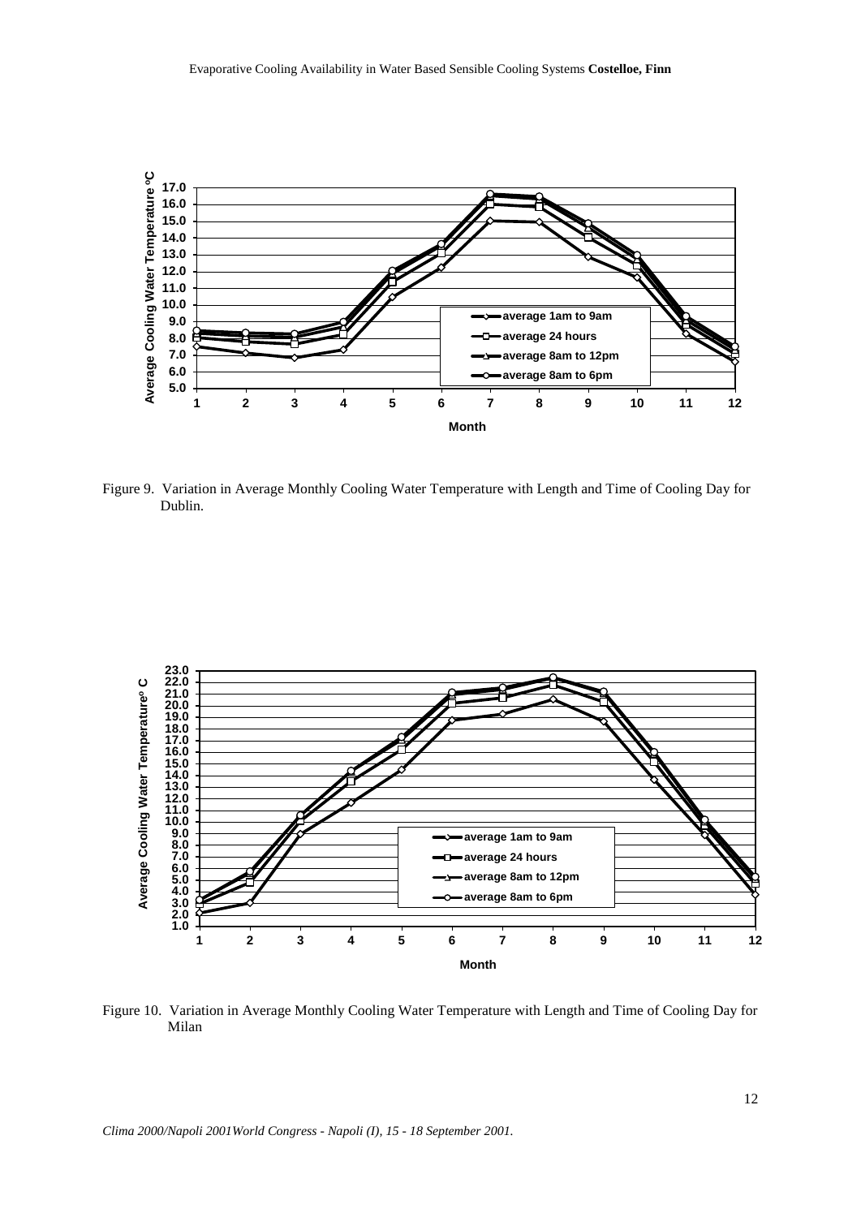Figure 9. Variation in Average Monthly Cooling Water Temperature with Length and Time of Cooling Day for Dublin.

Figure 10. Variation in Average Monthly Cooling Water Temperature with Length and Time of Cooling Day for Milan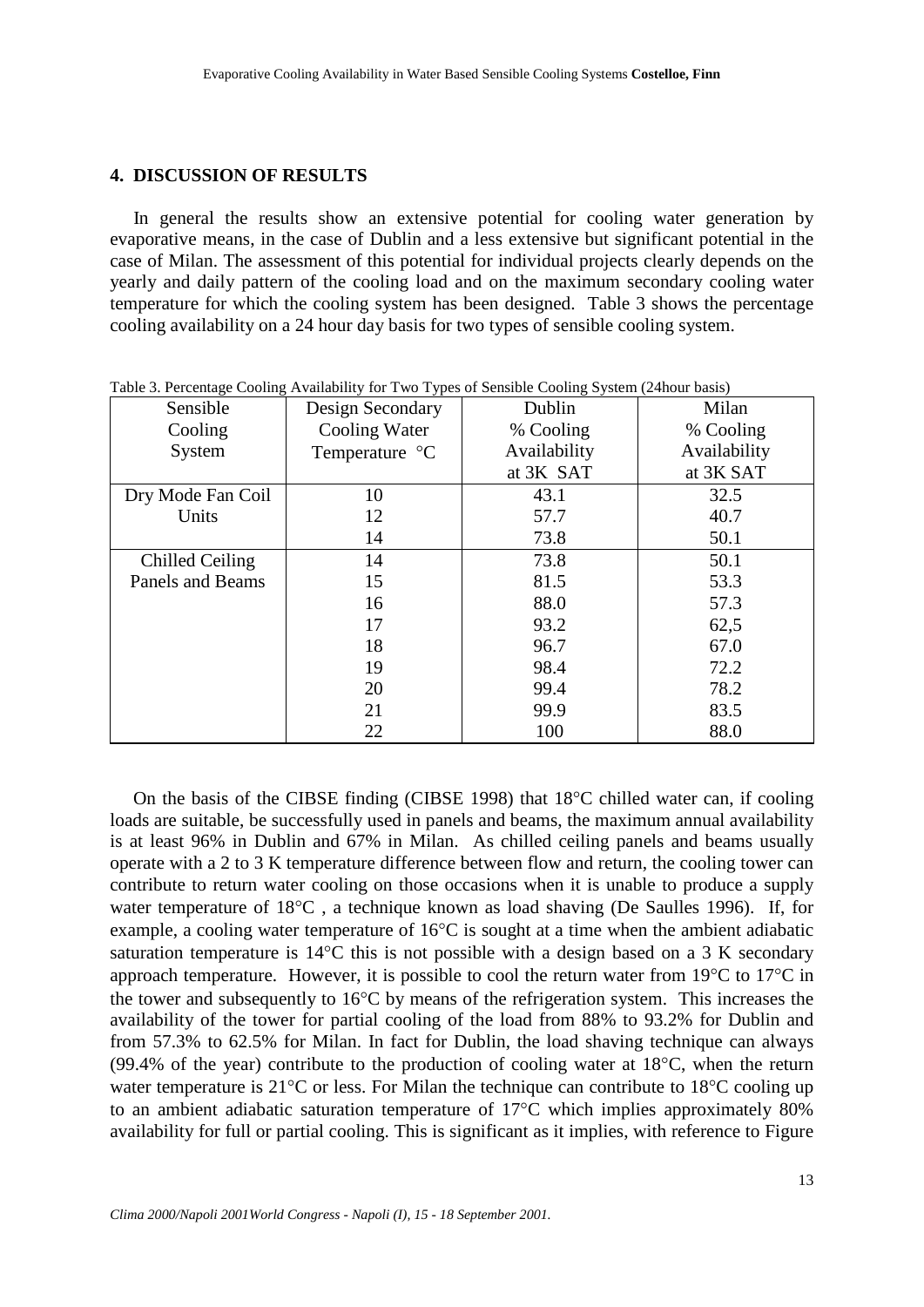## 4. DISCUSSION OF RESULTS

In general the results show an extensive potential for cooling water generation by evaporative means, in the case of Dublin and a less extensive but significant potential in the case of Milan. The assessment of this potential for individual projects clearly depends on the yearly and daily pattern of the cooling load and on the maximum secondary cooling water temperature for which the cooling system has been designed. Table 3 shows the percentage cooling availability on a 24 hour day basis for two types of sensible cooling system.

Table 3. Percentage Cooling Availability for Two Types of Sensible Cooling System (24hour basis)

| Sensible Cooling System | Design Secondary Cooling Water Temperature °C | Dublin % Cooling Availability at 3K SAT | Milan % Cooling Availability at 3K SAT |
|---|---|---|---|
| Dry Mode Fan Coil Units | 10 | 43.1 | 32.5 |
| | 12 | 57.7 | 40.7 |
| | 14 | 73.8 | 50.1 |
| Chilled Ceiling Panels and Beams | 14 | 73.8 | 50.1 |
| | 15 | 81.5 | 53.3 |
| | 16 | 88.0 | 57.3 |
| | 17 | 93.2 | 62,5 |
| | 18 | 96.7 | 67.0 |
| | 19 | 98.4 | 72.2 |
| | 20 | 99.4 | 78.2 |
| | 21 | 99.9 | 83.5 |
| | 22 | 100 | 88.0 |

On the basis of the CIBSE finding (CIBSE 1998) that 18°C chilled water can, if cooling loads are suitable, be successfully used in panels and beams, the maximum annual availability is at least 96% in Dublin and 67% in Milan. As chilled ceiling panels and beams usually operate with a 2 to 3 K temperature difference between flow and return, the cooling tower can contribute to return water cooling on those occasions when it is unable to produce a supply water temperature of 18°C , a technique known as load shaving (De Saulles 1996). If, for example, a cooling water temperature of 16°C is sought at a time when the ambient adiabatic saturation temperature is 14°C this is not possible with a design based on a 3 K secondary approach temperature. However, it is possible to cool the return water from 19°C to 17°C in the tower and subsequently to 16°C by means of the refrigeration system. This increases the availability of the tower for partial cooling of the load from 88% to 93.2% for Dublin and from 57.3% to 62.5% for Milan. In fact for Dublin, the load shaving technique can always (99.4% of the year) contribute to the production of cooling water at 18°C, when the return water temperature is 21°C or less. For Milan the technique can contribute to 18°C cooling up to an ambient adiabatic saturation temperature of 17°C which implies approximately 80% availability for full or partial cooling. This is significant as it implies, with reference to Figure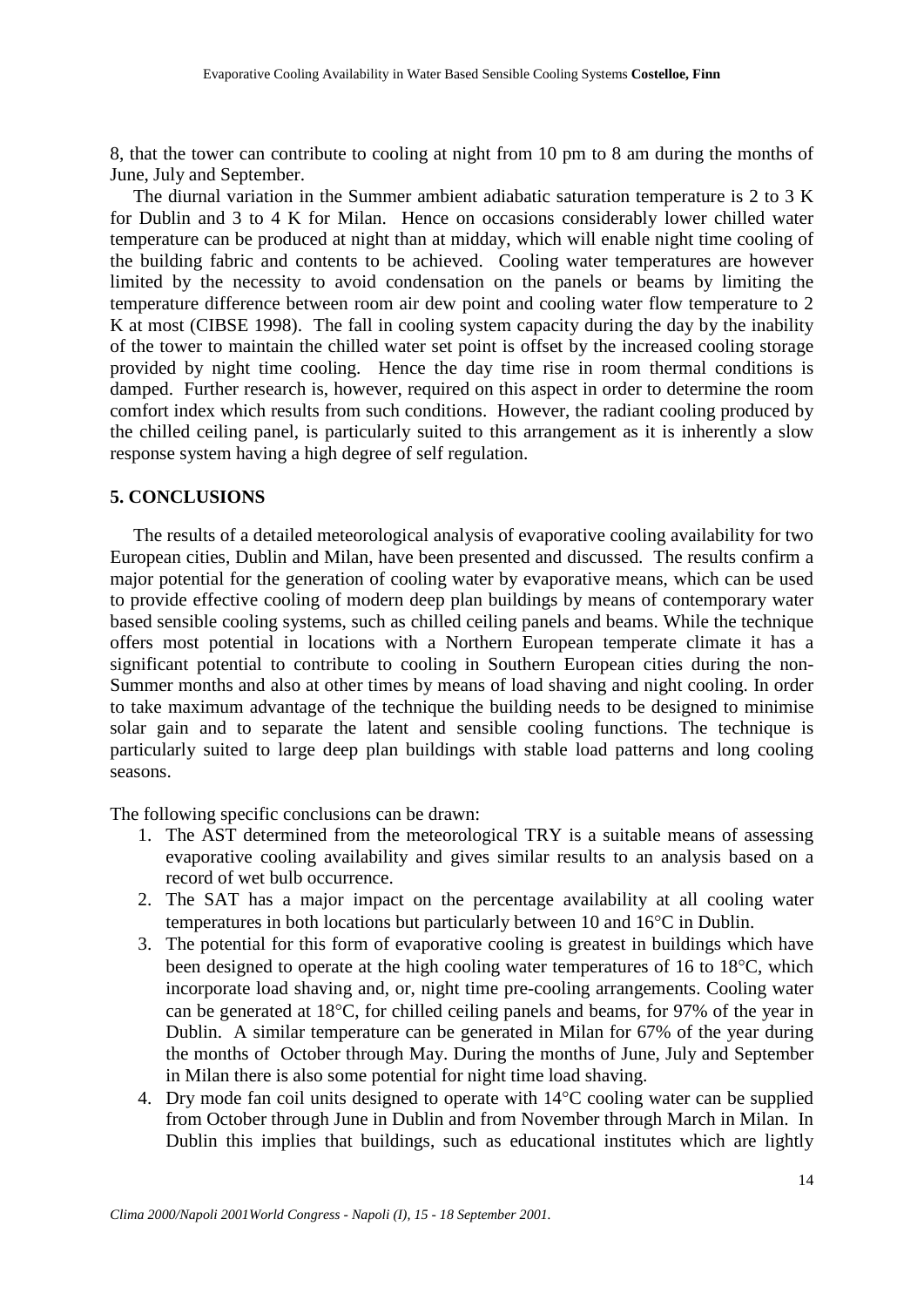8, that the tower can contribute to cooling at night from 10 pm to 8 am during the months of June, July and September.

The diurnal variation in the Summer ambient adiabatic saturation temperature is 2 to 3 K for Dublin and 3 to 4 K for Milan. Hence on occasions considerably lower chilled water temperature can be produced at night than at midday, which will enable night time cooling of the building fabric and contents to be achieved. Cooling water temperatures are however limited by the necessity to avoid condensation on the panels or beams by limiting the temperature difference between room air dew point and cooling water flow temperature to 2 K at most (CIBSE 1998). The fall in cooling system capacity during the day by the inability of the tower to maintain the chilled water set point is offset by the increased cooling storage provided by night time cooling. Hence the day time rise in room thermal conditions is damped. Further research is, however, required on this aspect in order to determine the room comfort index which results from such conditions. However, the radiant cooling produced by the chilled ceiling panel, is particularly suited to this arrangement as it is inherently a slow response system having a high degree of self regulation.

## 5. CONCLUSIONS

The results of a detailed meteorological analysis of evaporative cooling availability for two European cities, Dublin and Milan, have been presented and discussed. The results confirm a major potential for the generation of cooling water by evaporative means, which can be used to provide effective cooling of modern deep plan buildings by means of contemporary water based sensible cooling systems, such as chilled ceiling panels and beams. While the technique offers most potential in locations with a Northern European temperate climate it has a significant potential to contribute to cooling in Southern European cities during the non-Summer months and also at other times by means of load shaving and night cooling. In order to take maximum advantage of the technique the building needs to be designed to minimise solar gain and to separate the latent and sensible cooling functions. The technique is particularly suited to large deep plan buildings with stable load patterns and long cooling seasons.

The following specific conclusions can be drawn:

1. The AST determined from the meteorological TRY is a suitable means of assessing evaporative cooling availability and gives similar results to an analysis based on a record of wet bulb occurrence.
2. The SAT has a major impact on the percentage availability at all cooling water temperatures in both locations but particularly between 10 and 16°C in Dublin.
3. The potential for this form of evaporative cooling is greatest in buildings which have been designed to operate at the high cooling water temperatures of 16 to 18°C, which incorporate load shaving and, or, night time pre-cooling arrangements. Cooling water can be generated at 18°C, for chilled ceiling panels and beams, for 97% of the year in Dublin. A similar temperature can be generated in Milan for 67% of the year during the months of October through May. During the months of June, July and September in Milan there is also some potential for night time load shaving.
4. Dry mode fan coil units designed to operate with 14°C cooling water can be supplied from October through June in Dublin and from November through March in Milan. In Dublin this implies that buildings, such as educational institutes which are lightly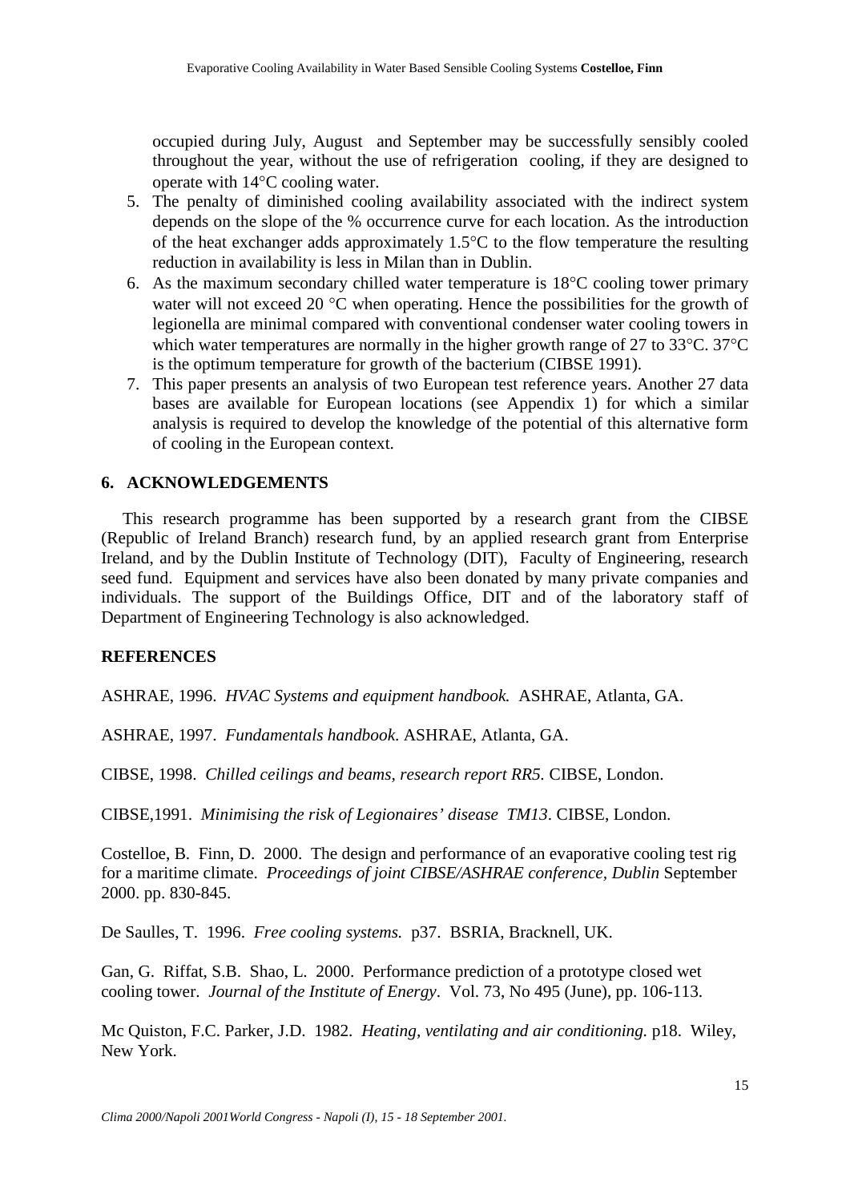occupied during July, August and September may be successfully sensibly cooled throughout the year, without the use of refrigeration cooling, if they are designed to operate with 14°C cooling water.

5. The penalty of diminished cooling availability associated with the indirect system depends on the slope of the % occurrence curve for each location. As the introduction of the heat exchanger adds approximately 1.5°C to the flow temperature the resulting reduction in availability is less in Milan than in Dublin.
6. As the maximum secondary chilled water temperature is 18°C cooling tower primary water will not exceed 20 °C when operating. Hence the possibilities for the growth of legionella are minimal compared with conventional condenser water cooling towers in which water temperatures are normally in the higher growth range of 27 to 33°C. 37°C is the optimum temperature for growth of the bacterium (CIBSE 1991).
7. This paper presents an analysis of two European test reference years. Another 27 data bases are available for European locations (see Appendix 1) for which a similar analysis is required to develop the knowledge of the potential of this alternative form of cooling in the European context.

## 6. ACKNOWLEDGEMENTS

This research programme has been supported by a research grant from the CIBSE (Republic of Ireland Branch) research fund, by an applied research grant from Enterprise Ireland, and by the Dublin Institute of Technology (DIT), Faculty of Engineering, research seed fund. Equipment and services have also been donated by many private companies and individuals. The support of the Buildings Office, DIT and of the laboratory staff of Department of Engineering Technology is also acknowledged.

## REFERENCES

ASHRAE, 1996. *HVAC Systems and equipment handbook.* ASHRAE, Atlanta, GA.

ASHRAE, 1997. *Fundamentals handbook*. ASHRAE, Atlanta, GA.

CIBSE, 1998. *Chilled ceilings and beams, research report RR5.* CIBSE, London.

CIBSE,1991. *Minimising the risk of Legionaires' disease TM13*. CIBSE, London.

Costelloe, B. Finn, D. 2000. The design and performance of an evaporative cooling test rig for a maritime climate. *Proceedings of joint CIBSE/ASHRAE conference, Dublin* September 2000. pp. 830-845.

De Saulles, T. 1996. *Free cooling systems.* p37. BSRIA, Bracknell, UK.

Gan, G. Riffat, S.B. Shao, L. 2000. Performance prediction of a prototype closed wet cooling tower. *Journal of the Institute of Energy*. Vol. 73, No 495 (June), pp. 106-113.

Mc Quiston, F.C. Parker, J.D. 1982. *Heating, ventilating and air conditioning.* p18. Wiley, New York.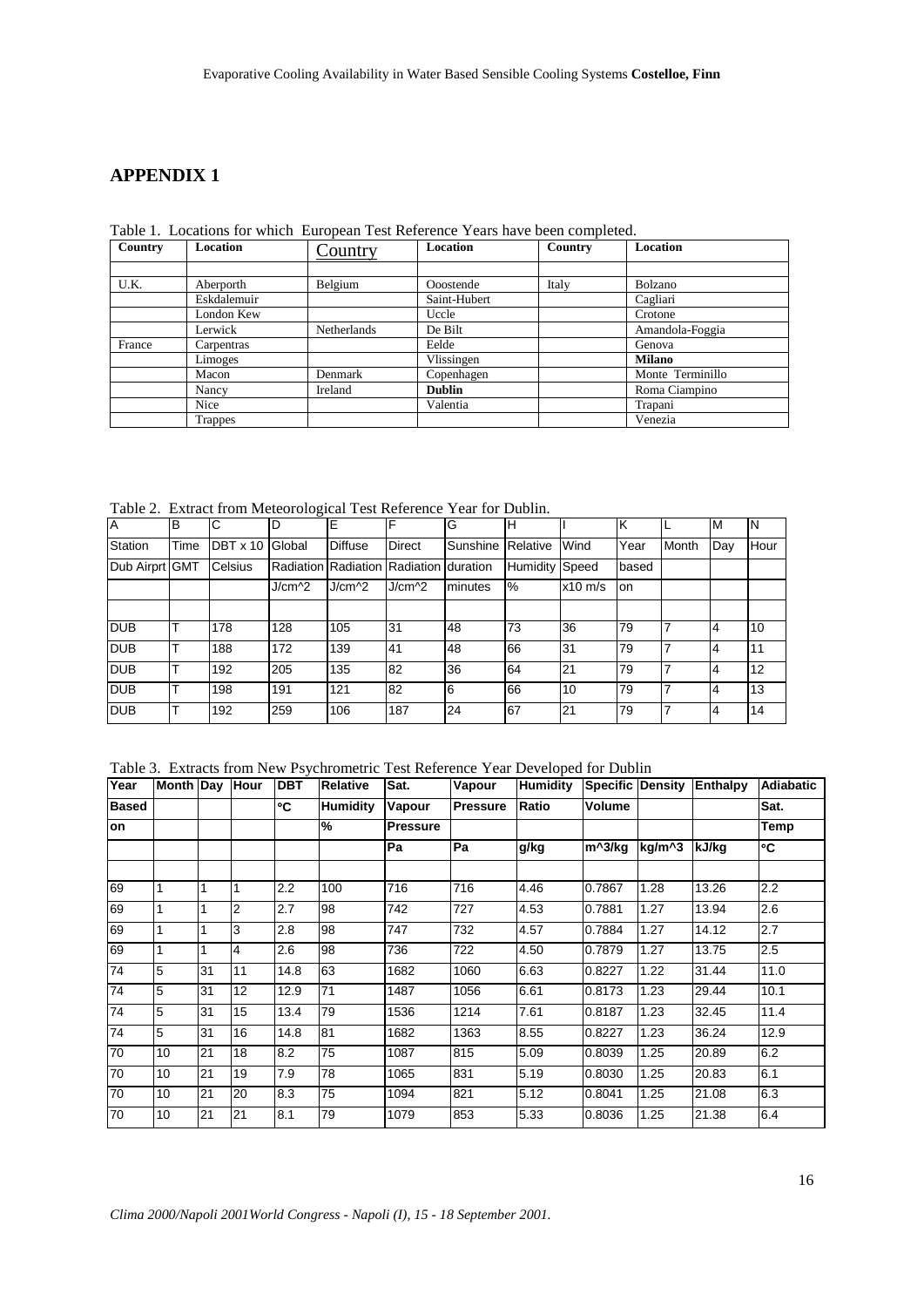# APPENDIX 1

Table 1. Locations for which European Test Reference Years have been completed.

| Country | Location | Country | Location | Country | Location |
|---|---|---|---|---|---|
| | | | | | |
| U.K. | Aberporth | Belgium | Ooostende | Italy | Bolzano |
| | Eskdalemuir | | Saint-Hubert | | Cagliari |
| | London Kew | | Uccle | | Crotone |
| | Lerwick | Netherlands | De Bilt | | Amandola-Foggia |
| France | Carpentras | | Eelde | | Genova |
| | Limoges | | Vlissingen | | **Milano** |
| | Macon | Denmark | Copenhagen | | Monte Terminillo |
| | Nancy | Ireland | **Dublin** | | Roma Ciampino |
| | Nice | | Valentia | | Trapani |
| | Trappes | | | | Venezia |

Table 2. Extract from Meteorological Test Reference Year for Dublin.

| A | B | C | D | E | F | G | H | I | K | L | M | N |
|---|---|---|---|---|---|---|---|---|---|---|---|---|
| Station | Time | DBT x 10 | Global | Diffuse | Direct | Sunshine | Relative | Wind | Year | Month | Day | Hour |
| Dub Airprt | GMT | Celsius | Radiation | Radiation | Radiation | duration | Humidity | Speed | based | | | |
| | | | J/cm^2 | J/cm^2 | J/cm^2 | minutes | % | x10 m/s | on | | | |
| | | | | | | | | | | | | |
| DUB | T | 178 | 128 | 105 | 31 | 48 | 73 | 36 | 79 | 7 | 4 | 10 |
| DUB | T | 188 | 172 | 139 | 41 | 48 | 66 | 31 | 79 | 7 | 4 | 11 |
| DUB | T | 192 | 205 | 135 | 82 | 36 | 64 | 21 | 79 | 7 | 4 | 12 |
| DUB | T | 198 | 191 | 121 | 82 | 6 | 66 | 10 | 79 | 7 | 4 | 13 |
| DUB | T | 192 | 259 | 106 | 187 | 24 | 67 | 21 | 79 | 7 | 4 | 14 |

Table 3. Extracts from New Psychrometric Test Reference Year Developed for Dublin

| Year | Month | Day | Hour | DBT | Relative | Sat. | Vapour | Humidity | Specific | Density | Enthalpy | Adiabatic |
|---|---|---|---|---|---|---|---|---|---|---|---|---|
| Based | | | | °C | Humidity | Vapour | Pressure | Ratio | Volume | | | Sat. |
| on | | | | | % | Pressure | | | | | | Temp |
| | | | | | | Pa | Pa | g/kg | m^3/kg | kg/m^3 | kJ/kg | °C |
| | | | | | | | | | | | | |
| 69 | 1 | 1 | 1 | 2.2 | 100 | 716 | 716 | 4.46 | 0.7867 | 1.28 | 13.26 | 2.2 |
| 69 | 1 | 1 | 2 | 2.7 | 98 | 742 | 727 | 4.53 | 0.7881 | 1.27 | 13.94 | 2.6 |
| 69 | 1 | 1 | 3 | 2.8 | 98 | 747 | 732 | 4.57 | 0.7884 | 1.27 | 14.12 | 2.7 |
| 69 | 1 | 1 | 4 | 2.6 | 98 | 736 | 722 | 4.50 | 0.7879 | 1.27 | 13.75 | 2.5 |
| 74 | 5 | 31 | 11 | 14.8 | 63 | 1682 | 1060 | 6.63 | 0.8227 | 1.22 | 31.44 | 11.0 |
| 74 | 5 | 31 | 12 | 12.9 | 71 | 1487 | 1056 | 6.61 | 0.8173 | 1.23 | 29.44 | 10.1 |
| 74 | 5 | 31 | 15 | 13.4 | 79 | 1536 | 1214 | 7.61 | 0.8187 | 1.23 | 32.45 | 11.4 |
| 74 | 5 | 31 | 16 | 14.8 | 81 | 1682 | 1363 | 8.55 | 0.8227 | 1.23 | 36.24 | 12.9 |
| 70 | 10 | 21 | 18 | 8.2 | 75 | 1087 | 815 | 5.09 | 0.8039 | 1.25 | 20.89 | 6.2 |
| 70 | 10 | 21 | 19 | 7.9 | 78 | 1065 | 831 | 5.19 | 0.8030 | 1.25 | 20.83 | 6.1 |
| 70 | 10 | 21 | 20 | 8.3 | 75 | 1094 | 821 | 5.12 | 0.8041 | 1.25 | 21.08 | 6.3 |
| 70 | 10 | 21 | 21 | 8.1 | 79 | 1079 | 853 | 5.33 | 0.8036 | 1.25 | 21.38 | 6.4 |